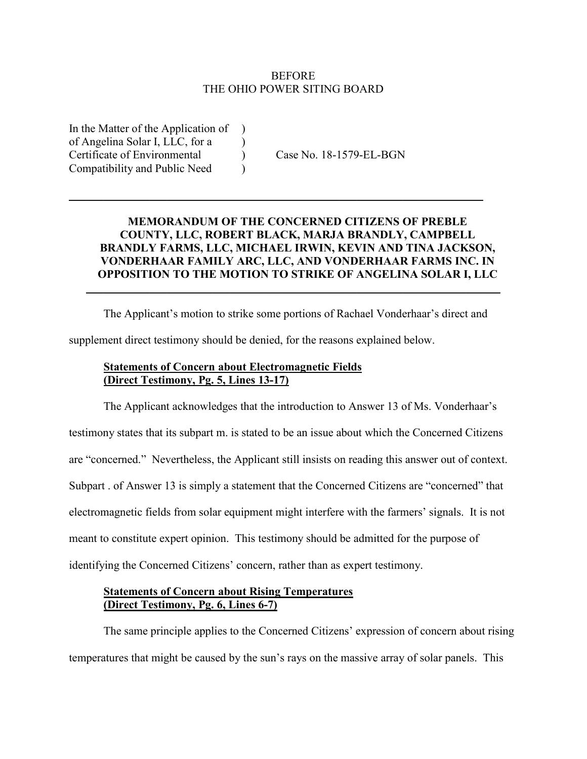BEFORE
THE OHIO POWER SITING BOARD

In the Matter of the Application of )
of Angelina Solar I, LLC, for a )
Certificate of Environmental ) Case No. 18-1579-EL-BGN
Compatibility and Public Need )

---

**MEMORANDUM OF THE CONCERNED CITIZENS OF PREBLE COUNTY, LLC, ROBERT BLACK, MARJA BRANDLY, CAMPBELL BRANDLY FARMS, LLC, MICHAEL IRWIN, KEVIN AND TINA JACKSON, VONDERHAAR FAMILY ARC, LLC, AND VONDERHAAR FARMS INC. IN OPPOSITION TO THE MOTION TO STRIKE OF ANGELINA SOLAR I, LLC**

---

The Applicant's motion to strike some portions of Rachael Vonderhaar's direct and supplement direct testimony should be denied, for the reasons explained below.

**Statements of Concern about Electromagnetic Fields (Direct Testimony, Pg. 5, Lines 13-17)**

The Applicant acknowledges that the introduction to Answer 13 of Ms. Vonderhaar's testimony states that its subpart m. is stated to be an issue about which the Concerned Citizens are "concerned." Nevertheless, the Applicant still insists on reading this answer out of context. Subpart . of Answer 13 is simply a statement that the Concerned Citizens are "concerned" that electromagnetic fields from solar equipment might interfere with the farmers' signals. It is not meant to constitute expert opinion. This testimony should be admitted for the purpose of identifying the Concerned Citizens' concern, rather than as expert testimony.

**Statements of Concern about Rising Temperatures (Direct Testimony, Pg. 6, Lines 6-7)**

The same principle applies to the Concerned Citizens' expression of concern about rising temperatures that might be caused by the sun's rays on the massive array of solar panels. This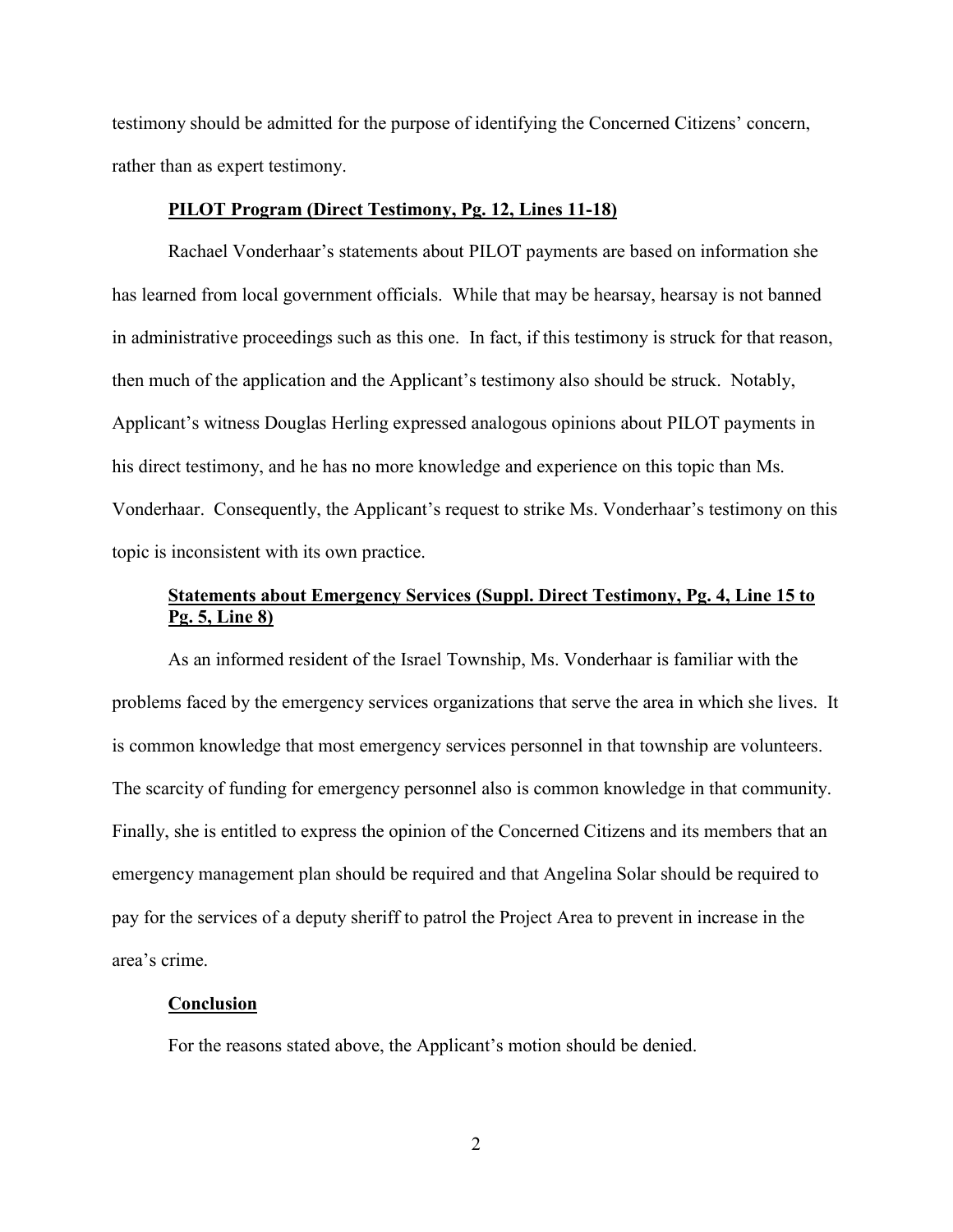testimony should be admitted for the purpose of identifying the Concerned Citizens' concern, rather than as expert testimony.

**PILOT Program (Direct Testimony, Pg. 12, Lines 11-18)**

Rachael Vonderhaar's statements about PILOT payments are based on information she has learned from local government officials. While that may be hearsay, hearsay is not banned in administrative proceedings such as this one. In fact, if this testimony is struck for that reason, then much of the application and the Applicant's testimony also should be struck. Notably, Applicant's witness Douglas Herling expressed analogous opinions about PILOT payments in his direct testimony, and he has no more knowledge and experience on this topic than Ms. Vonderhaar. Consequently, the Applicant's request to strike Ms. Vonderhaar's testimony on this topic is inconsistent with its own practice.

**Statements about Emergency Services (Suppl. Direct Testimony, Pg. 4, Line 15 to Pg. 5, Line 8)**

As an informed resident of the Israel Township, Ms. Vonderhaar is familiar with the problems faced by the emergency services organizations that serve the area in which she lives. It is common knowledge that most emergency services personnel in that township are volunteers. The scarcity of funding for emergency personnel also is common knowledge in that community. Finally, she is entitled to express the opinion of the Concerned Citizens and its members that an emergency management plan should be required and that Angelina Solar should be required to pay for the services of a deputy sheriff to patrol the Project Area to prevent in increase in the area's crime.

**Conclusion**

For the reasons stated above, the Applicant's motion should be denied.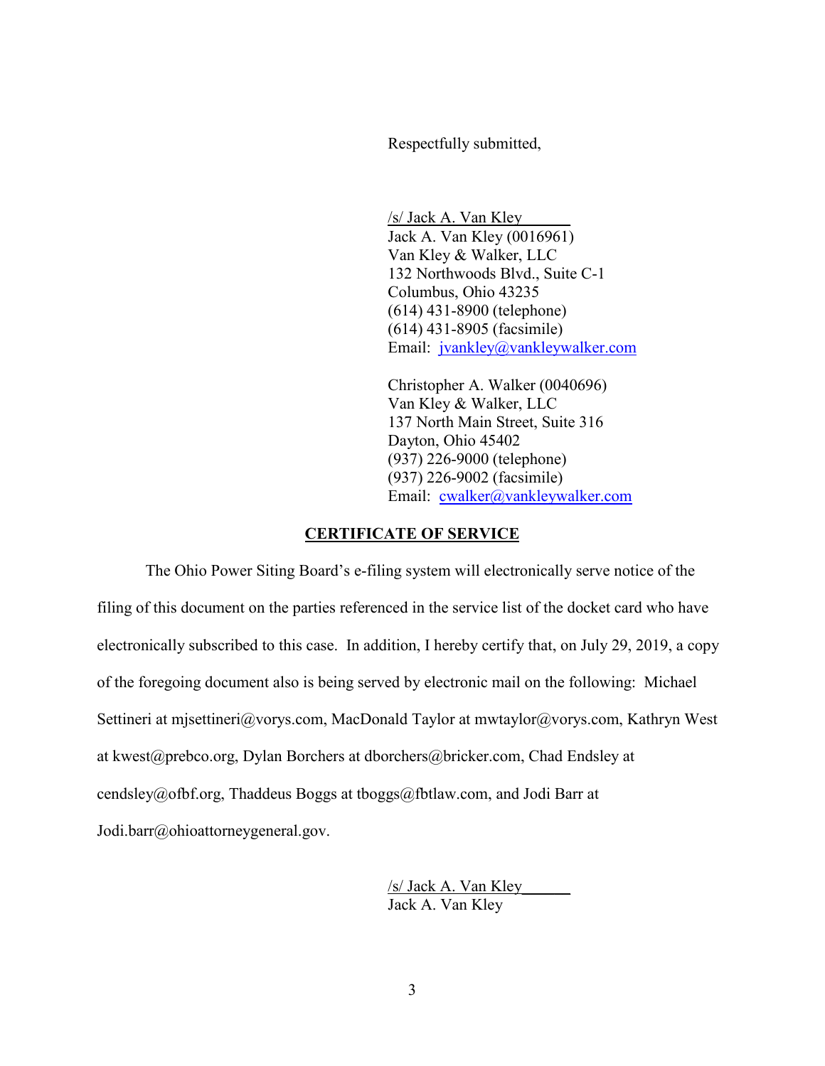Respectfully submitted,

/s/ Jack A. Van Kley
Jack A. Van Kley (0016961)
Van Kley & Walker, LLC
132 Northwoods Blvd., Suite C-1
Columbus, Ohio 43235
(614) 431-8900 (telephone)
(614) 431-8905 (facsimile)
Email: jvankley@vankleywalker.com

Christopher A. Walker (0040696)
Van Kley & Walker, LLC
137 North Main Street, Suite 316
Dayton, Ohio 45402
(937) 226-9000 (telephone)
(937) 226-9002 (facsimile)
Email: cwalker@vankleywalker.com

## CERTIFICATE OF SERVICE

The Ohio Power Siting Board's e-filing system will electronically serve notice of the filing of this document on the parties referenced in the service list of the docket card who have electronically subscribed to this case. In addition, I hereby certify that, on July 29, 2019, a copy of the foregoing document also is being served by electronic mail on the following: Michael Settineri at mjsettineri@vorys.com, MacDonald Taylor at mwtaylor@vorys.com, Kathryn West at kwest@prebco.org, Dylan Borchers at dborchers@bricker.com, Chad Endsley at cendsley@ofbf.org, Thaddeus Boggs at tboggs@fbtlaw.com, and Jodi Barr at Jodi.barr@ohioattorneygeneral.gov.

/s/ Jack A. Van Kley
Jack A. Van Kley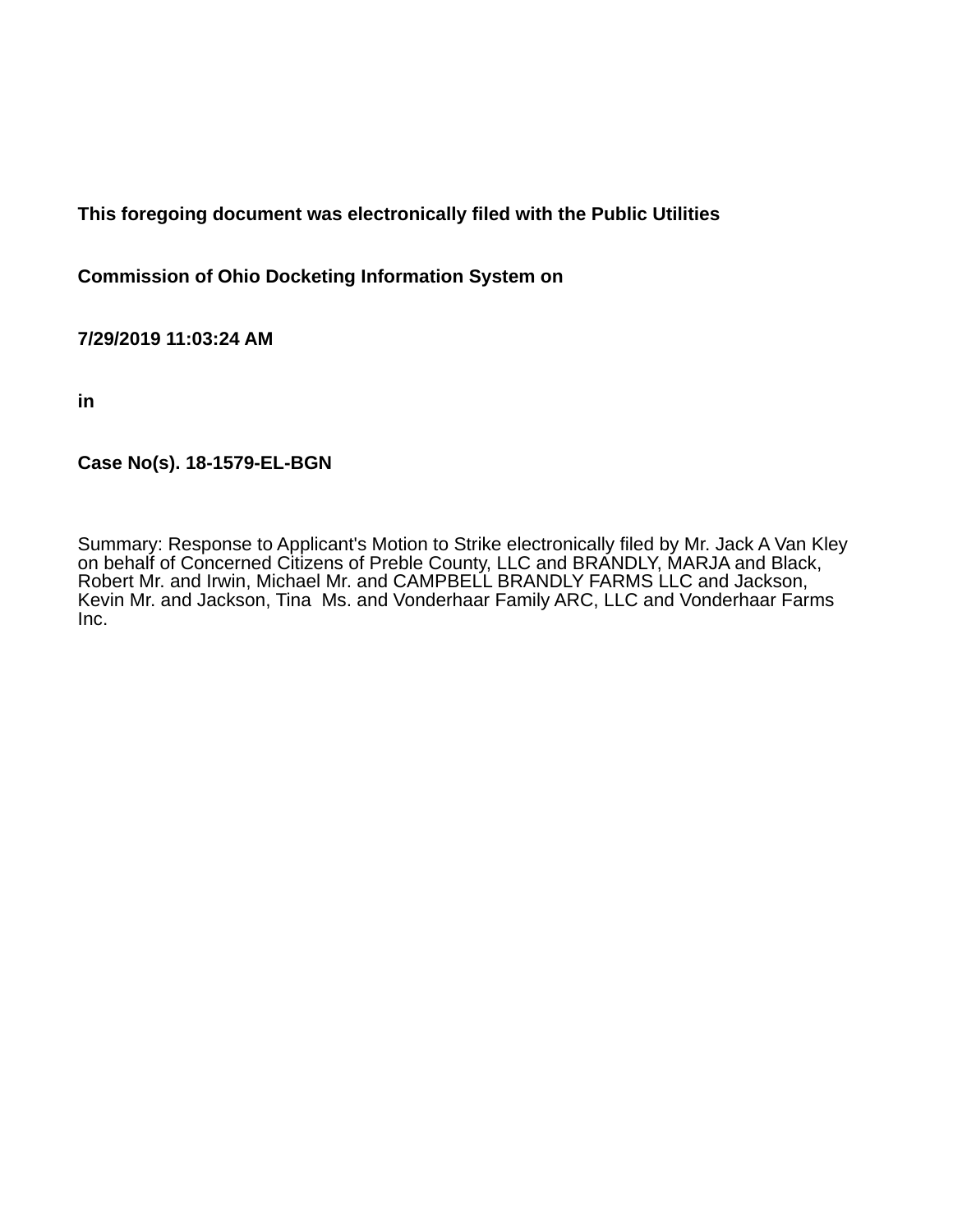**This foregoing document was electronically filed with the Public Utilities**

**Commission of Ohio Docketing Information System on**

**7/29/2019 11:03:24 AM**

**in**

**Case No(s). 18-1579-EL-BGN**

Summary: Response to Applicant's Motion to Strike electronically filed by Mr. Jack A Van Kley on behalf of Concerned Citizens of Preble County, LLC and BRANDLY, MARJA and Black, Robert Mr. and Irwin, Michael Mr. and CAMPBELL BRANDLY FARMS LLC and Jackson, Kevin Mr. and Jackson, Tina Ms. and Vonderhaar Family ARC, LLC and Vonderhaar Farms Inc.